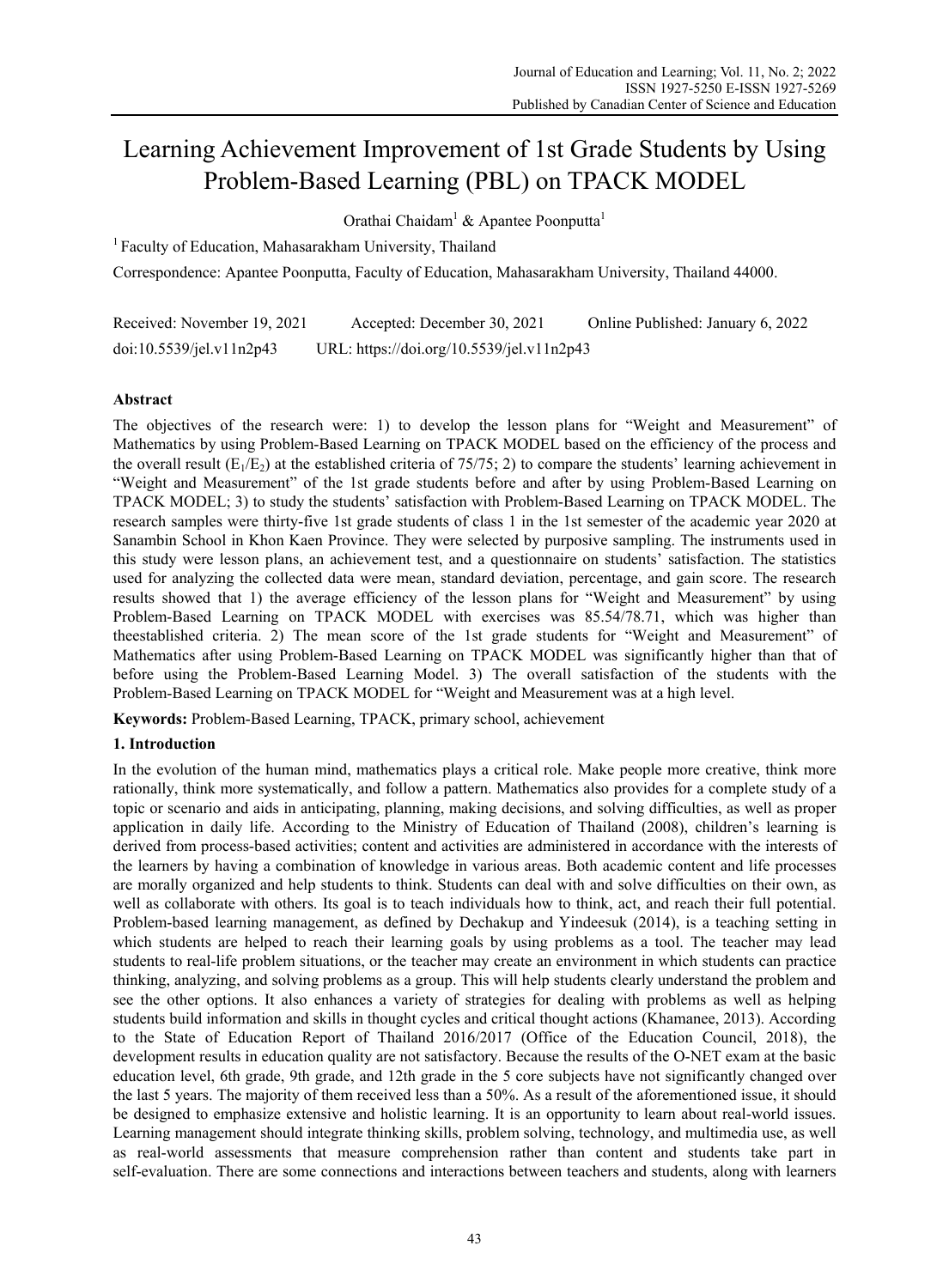# Learning Achievement Improvement of 1st Grade Students by Using Problem-Based Learning (PBL) on TPACK MODEL

Orathai Chaidam[1] & Apantee Poonputta[1]

[1] Faculty of Education, Mahasarakham University, Thailand

Correspondence: Apantee Poonputta, Faculty of Education, Mahasarakham University, Thailand 44000.

Received: November 19, 2021 Accepted: December 30, 2021 Online Published: January 6, 2022

doi:10.5539/jel.v11n2p43 URL: https://doi.org/10.5539/jel.v11n2p43

## Abstract

The objectives of the research were: 1) to develop the lesson plans for "Weight and Measurement" of Mathematics by using Problem-Based Learning on TPACK MODEL based on the efficiency of the process and the overall result ($E_1/E_2$) at the established criteria of 75/75; 2) to compare the students' learning achievement in "Weight and Measurement" of the 1st grade students before and after by using Problem-Based Learning on TPACK MODEL; 3) to study the students' satisfaction with Problem-Based Learning on TPACK MODEL. The research samples were thirty-five 1st grade students of class 1 in the 1st semester of the academic year 2020 at Sanambin School in Khon Kaen Province. They were selected by purposive sampling. The instruments used in this study were lesson plans, an achievement test, and a questionnaire on students' satisfaction. The statistics used for analyzing the collected data were mean, standard deviation, percentage, and gain score. The research results showed that 1) the average efficiency of the lesson plans for "Weight and Measurement" by using Problem-Based Learning on TPACK MODEL with exercises was 85.54/78.71, which was higher than theestablished criteria. 2) The mean score of the 1st grade students for "Weight and Measurement" of Mathematics after using Problem-Based Learning on TPACK MODEL was significantly higher than that of before using the Problem-Based Learning Model. 3) The overall satisfaction of the students with the Problem-Based Learning on TPACK MODEL for "Weight and Measurement was at a high level.

**Keywords:** Problem-Based Learning, TPACK, primary school, achievement

## 1. Introduction

In the evolution of the human mind, mathematics plays a critical role. Make people more creative, think more rationally, think more systematically, and follow a pattern. Mathematics also provides for a complete study of a topic or scenario and aids in anticipating, planning, making decisions, and solving difficulties, as well as proper application in daily life. According to the Ministry of Education of Thailand (2008), children's learning is derived from process-based activities; content and activities are administered in accordance with the interests of the learners by having a combination of knowledge in various areas. Both academic content and life processes are morally organized and help students to think. Students can deal with and solve difficulties on their own, as well as collaborate with others. Its goal is to teach individuals how to think, act, and reach their full potential. Problem-based learning management, as defined by Dechakup and Yindeesuk (2014), is a teaching setting in which students are helped to reach their learning goals by using problems as a tool. The teacher may lead students to real-life problem situations, or the teacher may create an environment in which students can practice thinking, analyzing, and solving problems as a group. This will help students clearly understand the problem and see the other options. It also enhances a variety of strategies for dealing with problems as well as helping students build information and skills in thought cycles and critical thought actions (Khamanee, 2013). According to the State of Education Report of Thailand 2016/2017 (Office of the Education Council, 2018), the development results in education quality are not satisfactory. Because the results of the O-NET exam at the basic education level, 6th grade, 9th grade, and 12th grade in the 5 core subjects have not significantly changed over the last 5 years. The majority of them received less than a 50%. As a result of the aforementioned issue, it should be designed to emphasize extensive and holistic learning. It is an opportunity to learn about real-world issues. Learning management should integrate thinking skills, problem solving, technology, and multimedia use, as well as real-world assessments that measure comprehension rather than content and students take part in self-evaluation. There are some connections and interactions between teachers and students, along with learners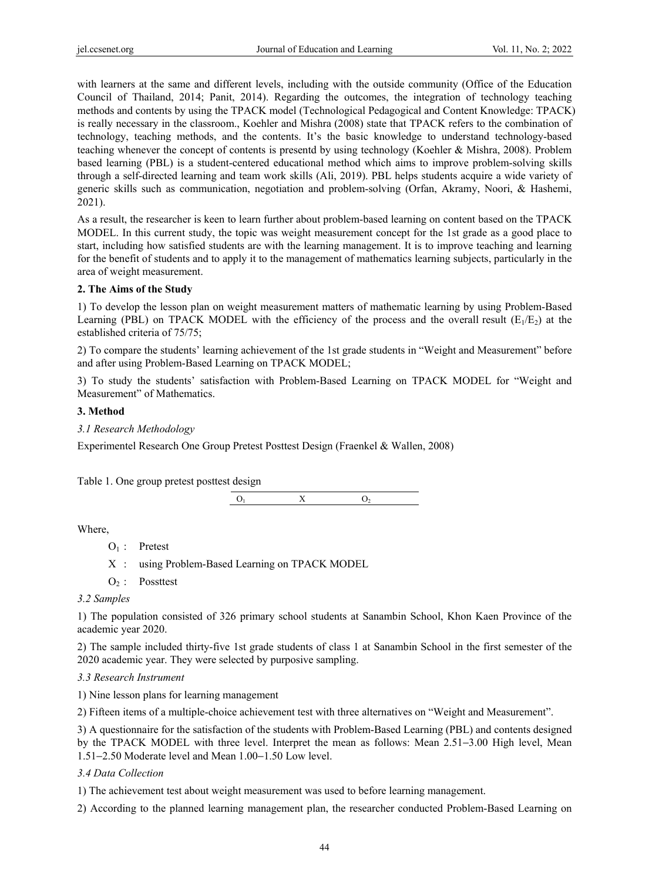with learners at the same and different levels, including with the outside community (Office of the Education Council of Thailand, 2014; Panit, 2014). Regarding the outcomes, the integration of technology teaching methods and contents by using the TPACK model (Technological Pedagogical and Content Knowledge: TPACK) is really necessary in the classroom., Koehler and Mishra (2008) state that TPACK refers to the combination of technology, teaching methods, and the contents. It's the basic knowledge to understand technology-based teaching whenever the concept of contents is presentd by using technology (Koehler & Mishra, 2008). Problem based learning (PBL) is a student-centered educational method which aims to improve problem-solving skills through a self-directed learning and team work skills (Ali, 2019). PBL helps students acquire a wide variety of generic skills such as communication, negotiation and problem-solving (Orfan, Akramy, Noori, & Hashemi, 2021).

As a result, the researcher is keen to learn further about problem-based learning on content based on the TPACK MODEL. In this current study, the topic was weight measurement concept for the 1st grade as a good place to start, including how satisfied students are with the learning management. It is to improve teaching and learning for the benefit of students and to apply it to the management of mathematics learning subjects, particularly in the area of weight measurement.

## 2. The Aims of the Study

1) To develop the lesson plan on weight measurement matters of mathematic learning by using Problem-Based Learning (PBL) on TPACK MODEL with the efficiency of the process and the overall result ($E_1/E_2$) at the established criteria of 75/75;

2) To compare the students' learning achievement of the 1st grade students in "Weight and Measurement" before and after using Problem-Based Learning on TPACK MODEL;

3) To study the students' satisfaction with Problem-Based Learning on TPACK MODEL for "Weight and Measurement" of Mathematics.

## 3. Method

### *3.1 Research Methodology*

Experimentel Research One Group Pretest Posttest Design (Fraenkel & Wallen, 2008)

Table 1. One group pretest posttest design

| $O_1$ | X | $O_2$ |
|---|---|---|

Where,

$O_1$ : Pretest

X : using Problem-Based Learning on TPACK MODEL

$O_2$ : Possttest

### *3.2 Samples*

1) The population consisted of 326 primary school students at Sanambin School, Khon Kaen Province of the academic year 2020.

2) The sample included thirty-five 1st grade students of class 1 at Sanambin School in the first semester of the 2020 academic year. They were selected by purposive sampling.

### *3.3 Research Instrument*

1) Nine lesson plans for learning management

2) Fifteen items of a multiple-choice achievement test with three alternatives on "Weight and Measurement".

3) A questionnaire for the satisfaction of the students with Problem-Based Learning (PBL) and contents designed by the TPACK MODEL with three level. Interpret the mean as follows: Mean 2.51–3.00 High level, Mean 1.51–2.50 Moderate level and Mean 1.00–1.50 Low level.

### *3.4 Data Collection*

1) The achievement test about weight measurement was used to before learning management.

2) According to the planned learning management plan, the researcher conducted Problem-Based Learning on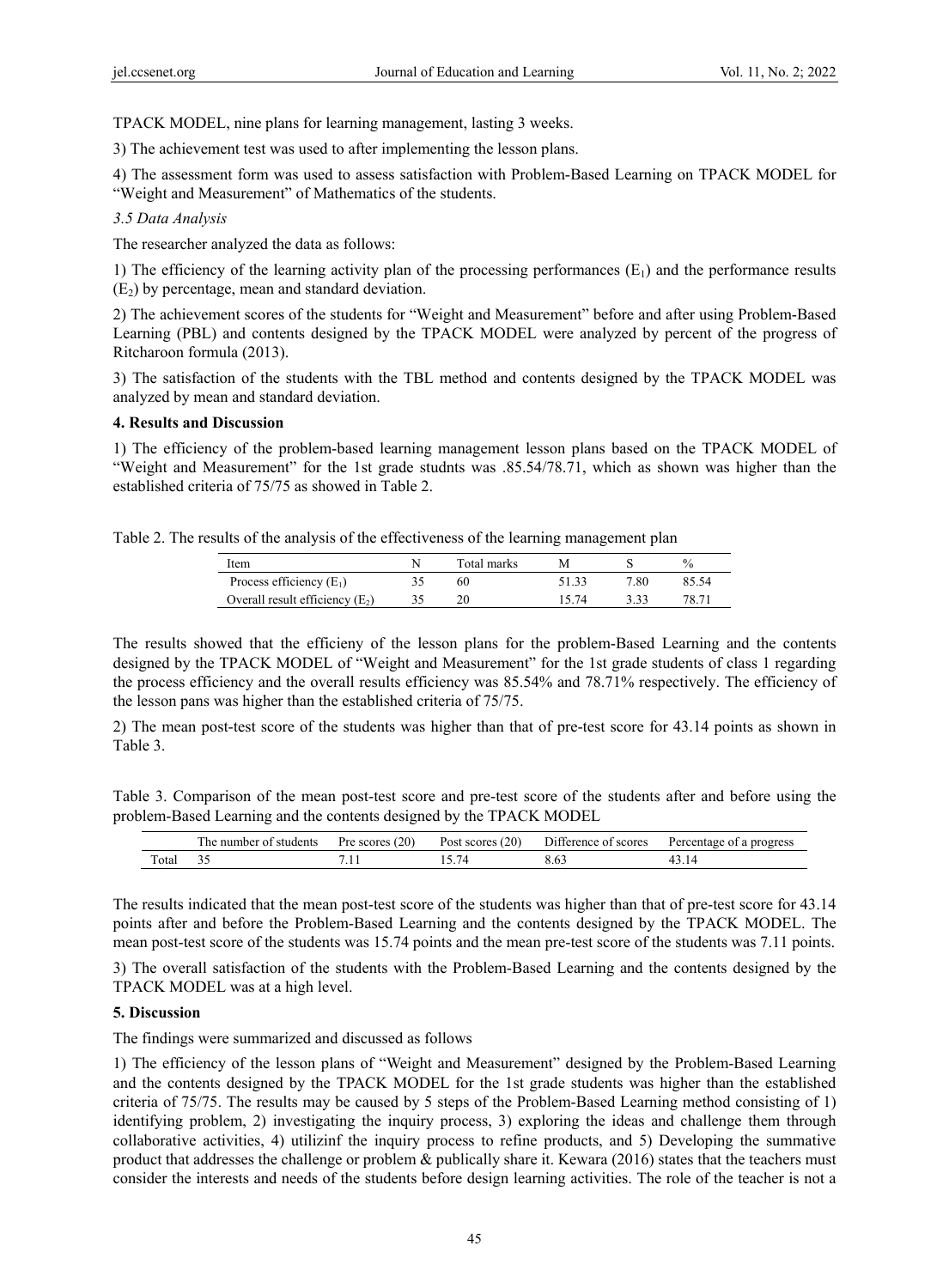TPACK MODEL, nine plans for learning management, lasting 3 weeks.

3) The achievement test was used to after implementing the lesson plans.

4) The assessment form was used to assess satisfaction with Problem-Based Learning on TPACK MODEL for "Weight and Measurement" of Mathematics of the students.

*3.5 Data Analysis*

The researcher analyzed the data as follows:

1) The efficiency of the learning activity plan of the processing performances ($E_1$) and the performance results ($E_2$) by percentage, mean and standard deviation.

2) The achievement scores of the students for "Weight and Measurement" before and after using Problem-Based Learning (PBL) and contents designed by the TPACK MODEL were analyzed by percent of the progress of Ritcharoon formula (2013).

3) The satisfaction of the students with the TBL method and contents designed by the TPACK MODEL was analyzed by mean and standard deviation.

## 4. Results and Discussion

1) The efficiency of the problem-based learning management lesson plans based on the TPACK MODEL of "Weight and Measurement" for the 1st grade studnts was .85.54/78.71, which as shown was higher than the established criteria of 75/75 as showed in Table 2.

Table 2. The results of the analysis of the effectiveness of the learning management plan

| Item | N | Total marks | M | S | % |
|---|---|---|---|---|---|
| Process efficiency ($E_1$) | 35 | 60 | 51.33 | 7.80 | 85.54 |
| Overall result efficiency ($E_2$) | 35 | 20 | 15.74 | 3.33 | 78.71 |

The results showed that the efficieny of the lesson plans for the problem-Based Learning and the contents designed by the TPACK MODEL of "Weight and Measurement" for the 1st grade students of class 1 regarding the process efficiency and the overall results efficiency was 85.54% and 78.71% respectively. The efficiency of the lesson pans was higher than the established criteria of 75/75.

2) The mean post-test score of the students was higher than that of pre-test score for 43.14 points as shown in Table 3.

Table 3. Comparison of the mean post-test score and pre-test score of the students after and before using the problem-Based Learning and the contents designed by the TPACK MODEL

| | The number of students | Pre scores (20) | Post scores (20) | Difference of scores | Percentage of a progress |
|---|---|---|---|---|---|
| Total | 35 | 7.11 | 15.74 | 8.63 | 43.14 |

The results indicated that the mean post-test score of the students was higher than that of pre-test score for 43.14 points after and before the Problem-Based Learning and the contents designed by the TPACK MODEL. The mean post-test score of the students was 15.74 points and the mean pre-test score of the students was 7.11 points.

3) The overall satisfaction of the students with the Problem-Based Learning and the contents designed by the TPACK MODEL was at a high level.

## 5. Discussion

The findings were summarized and discussed as follows

1) The efficiency of the lesson plans of "Weight and Measurement" designed by the Problem-Based Learning and the contents designed by the TPACK MODEL for the 1st grade students was higher than the established criteria of 75/75. The results may be caused by 5 steps of the Problem-Based Learning method consisting of 1) identifying problem, 2) investigating the inquiry process, 3) exploring the ideas and challenge them through collaborative activities, 4) utilizinf the inquiry process to refine products, and 5) Developing the summative product that addresses the challenge or problem & publically share it. Kewara (2016) states that the teachers must consider the interests and needs of the students before design learning activities. The role of the teacher is not a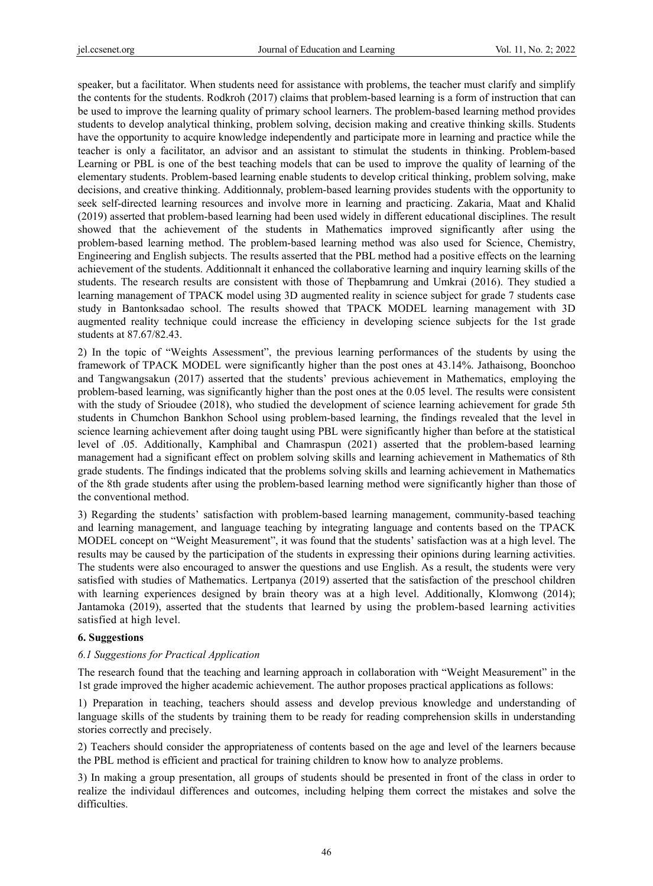speaker, but a facilitator. When students need for assistance with problems, the teacher must clarify and simplify the contents for the students. Rodkroh (2017) claims that problem-based learning is a form of instruction that can be used to improve the learning quality of primary school learners. The problem-based learning method provides students to develop analytical thinking, problem solving, decision making and creative thinking skills. Students have the opportunity to acquire knowledge independently and participate more in learning and practice while the teacher is only a facilitator, an advisor and an assistant to stimulat the students in thinking. Problem-based Learning or PBL is one of the best teaching models that can be used to improve the quality of learning of the elementary students. Problem-based learning enable students to develop critical thinking, problem solving, make decisions, and creative thinking. Additionnaly, problem-based learning provides students with the opportunity to seek self-directed learning resources and involve more in learning and practicing. Zakaria, Maat and Khalid (2019) asserted that problem-based learning had been used widely in different educational disciplines. The result showed that the achievement of the students in Mathematics improved significantly after using the problem-based learning method. The problem-based learning method was also used for Science, Chemistry, Engineering and English subjects. The results asserted that the PBL method had a positive effects on the learning achievement of the students. Additionnalt it enhanced the collaborative learning and inquiry learning skills of the students. The research results are consistent with those of Thepbamrung and Umkrai (2016). They studied a learning management of TPACK model using 3D augmented reality in science subject for grade 7 students case study in Bantonksadao school. The results showed that TPACK MODEL learning management with 3D augmented reality technique could increase the efficiency in developing science subjects for the 1st grade students at 87.67/82.43.

2) In the topic of "Weights Assessment", the previous learning performances of the students by using the framework of TPACK MODEL were significantly higher than the post ones at 43.14%. Jathaisong, Boonchoo and Tangwangsakun (2017) asserted that the students' previous achievement in Mathematics, employing the problem-based learning, was significantly higher than the post ones at the 0.05 level. The results were consistent with the study of Srioudee (2018), who studied the development of science learning achievement for grade 5th students in Chumchon Bankhon School using problem-based learning, the findings revealed that the level in science learning achievement after doing taught using PBL were significantly higher than before at the statistical level of .05. Additionally, Kamphibal and Chamraspun (2021) asserted that the problem-based learning management had a significant effect on problem solving skills and learning achievement in Mathematics of 8th grade students. The findings indicated that the problems solving skills and learning achievement in Mathematics of the 8th grade students after using the problem-based learning method were significantly higher than those of the conventional method.

3) Regarding the students' satisfaction with problem-based learning management, community-based teaching and learning management, and language teaching by integrating language and contents based on the TPACK MODEL concept on "Weight Measurement", it was found that the students' satisfaction was at a high level. The results may be caused by the participation of the students in expressing their opinions during learning activities. The students were also encouraged to answer the questions and use English. As a result, the students were very satisfied with studies of Mathematics. Lertpanya (2019) asserted that the satisfaction of the preschool children with learning experiences designed by brain theory was at a high level. Additionally, Klomwong (2014); Jantamoka (2019), asserted that the students that learned by using the problem-based learning activities satisfied at high level.

## 6. Suggestions

### *6.1 Suggestions for Practical Application*

The research found that the teaching and learning approach in collaboration with "Weight Measurement" in the 1st grade improved the higher academic achievement. The author proposes practical applications as follows:

1) Preparation in teaching, teachers should assess and develop previous knowledge and understanding of language skills of the students by training them to be ready for reading comprehension skills in understanding stories correctly and precisely.

2) Teachers should consider the appropriateness of contents based on the age and level of the learners because the PBL method is efficient and practical for training children to know how to analyze problems.

3) In making a group presentation, all groups of students should be presented in front of the class in order to realize the individaul differences and outcomes, including helping them correct the mistakes and solve the difficulties.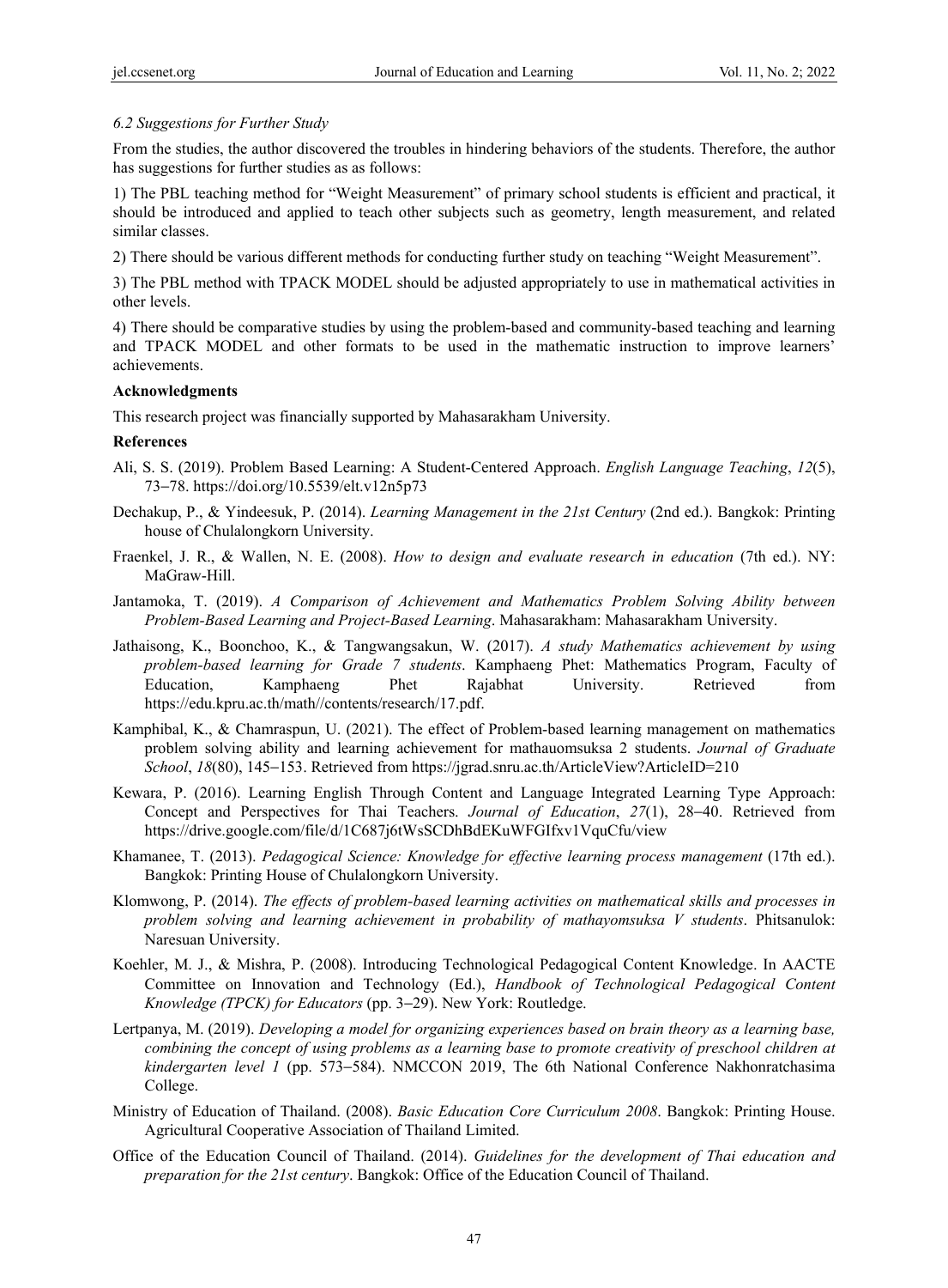### *6.2 Suggestions for Further Study*

From the studies, the author discovered the troubles in hindering behaviors of the students. Therefore, the author has suggestions for further studies as as follows:

1) The PBL teaching method for "Weight Measurement" of primary school students is efficient and practical, it should be introduced and applied to teach other subjects such as geometry, length measurement, and related similar classes.

2) There should be various different methods for conducting further study on teaching "Weight Measurement".

3) The PBL method with TPACK MODEL should be adjusted appropriately to use in mathematical activities in other levels.

4) There should be comparative studies by using the problem-based and community-based teaching and learning and TPACK MODEL and other formats to be used in the mathematic instruction to improve learners' achievements.

**Acknowledgments**

This research project was financially supported by Mahasarakham University.

**References**

Ali, S. S. (2019). Problem Based Learning: A Student-Centered Approach. *English Language Teaching*, *12*(5), 73−78. https://doi.org/10.5539/elt.v12n5p73

Dechakup, P., & Yindeesuk, P. (2014). *Learning Management in the 21st Century* (2nd ed.). Bangkok: Printing house of Chulalongkorn University.

Fraenkel, J. R., & Wallen, N. E. (2008). *How to design and evaluate research in education* (7th ed.). NY: MaGraw-Hill.

Jantamoka, T. (2019). *A Comparison of Achievement and Mathematics Problem Solving Ability between Problem-Based Learning and Project-Based Learning*. Mahasarakham: Mahasarakham University.

Jathaisong, K., Boonchoo, K., & Tangwangsakun, W. (2017). *A study Mathematics achievement by using problem-based learning for Grade 7 students*. Kamphaeng Phet: Mathematics Program, Faculty of Education, Kamphaeng Phet Rajabhat University. Retrieved from https://edu.kpru.ac.th/math//contents/research/17.pdf.

Kamphibal, K., & Chamraspun, U. (2021). The effect of Problem-based learning management on mathematics problem solving ability and learning achievement for mathauomsuksa 2 students. *Journal of Graduate School*, *18*(80), 145−153. Retrieved from https://jgrad.snru.ac.th/ArticleView?ArticleID=210

Kewara, P. (2016). Learning English Through Content and Language Integrated Learning Type Approach: Concept and Perspectives for Thai Teachers. *Journal of Education*, *27*(1), 28−40. Retrieved from https://drive.google.com/file/d/1C687j6tWsSCDhBdEKuWFGIfxv1VquCfu/view

Khamanee, T. (2013). *Pedagogical Science: Knowledge for effective learning process management* (17th ed.). Bangkok: Printing House of Chulalongkorn University.

Klomwong, P. (2014). *The effects of problem-based learning activities on mathematical skills and processes in problem solving and learning achievement in probability of mathayomsuksa V students*. Phitsanulok: Naresuan University.

Koehler, M. J., & Mishra, P. (2008). Introducing Technological Pedagogical Content Knowledge. In AACTE Committee on Innovation and Technology (Ed.), *Handbook of Technological Pedagogical Content Knowledge (TPCK) for Educators* (pp. 3−29). New York: Routledge.

Lertpanya, M. (2019). *Developing a model for organizing experiences based on brain theory as a learning base, combining the concept of using problems as a learning base to promote creativity of preschool children at kindergarten level 1* (pp. 573−584). NMCCON 2019, The 6th National Conference Nakhonratchasima College.

Ministry of Education of Thailand. (2008). *Basic Education Core Curriculum 2008*. Bangkok: Printing House. Agricultural Cooperative Association of Thailand Limited.

Office of the Education Council of Thailand. (2014). *Guidelines for the development of Thai education and preparation for the 21st century*. Bangkok: Office of the Education Council of Thailand.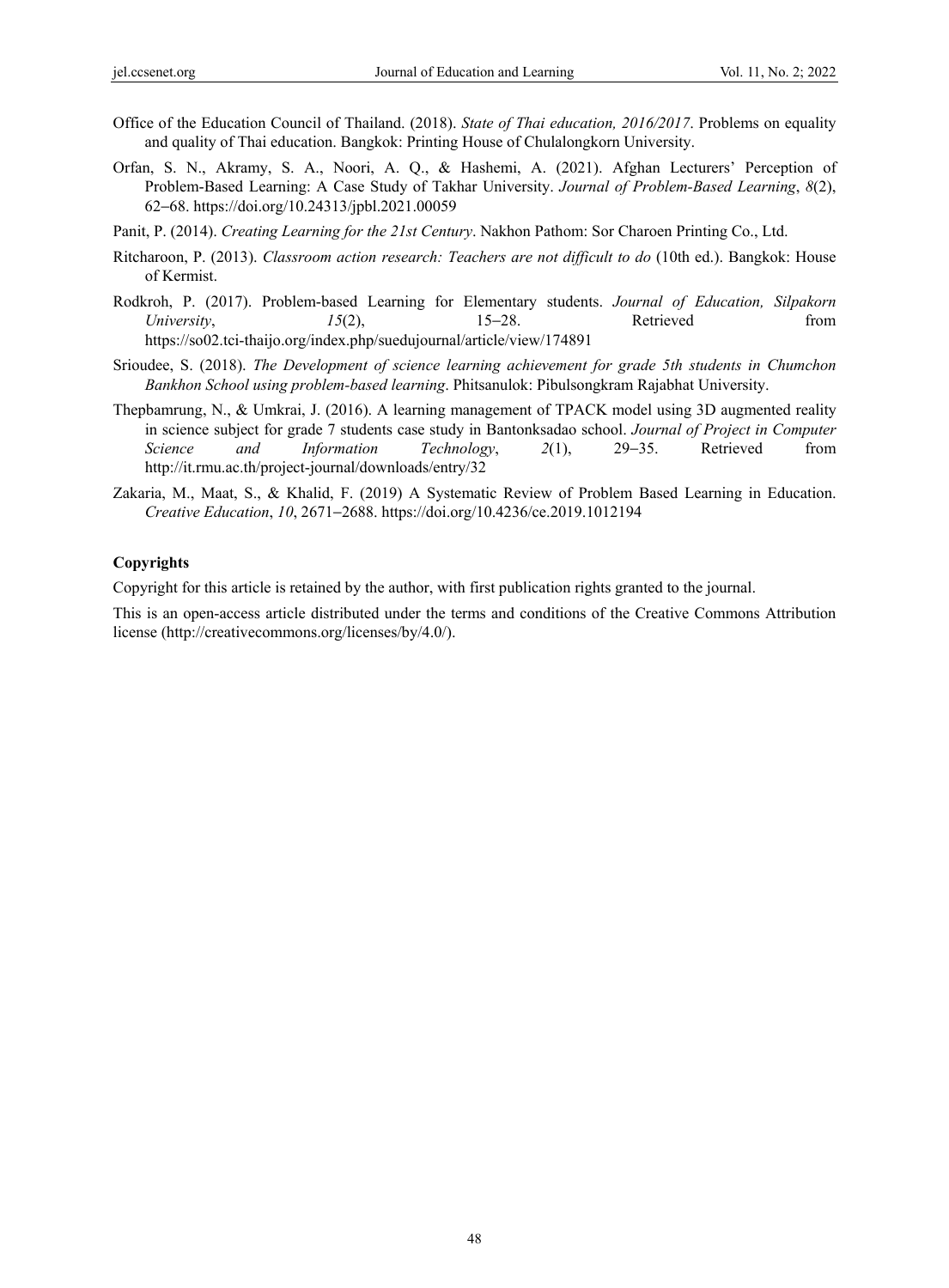Office of the Education Council of Thailand. (2018). *State of Thai education, 2016/2017*. Problems on equality and quality of Thai education. Bangkok: Printing House of Chulalongkorn University.

Orfan, S. N., Akramy, S. A., Noori, A. Q., & Hashemi, A. (2021). Afghan Lecturers' Perception of Problem-Based Learning: A Case Study of Takhar University. *Journal of Problem-Based Learning*, *8*(2), 62–68. https://doi.org/10.24313/jpbl.2021.00059

Panit, P. (2014). *Creating Learning for the 21st Century*. Nakhon Pathom: Sor Charoen Printing Co., Ltd.

Ritcharoon, P. (2013). *Classroom action research: Teachers are not difficult to do* (10th ed.). Bangkok: House of Kermist.

Rodkroh, P. (2017). Problem-based Learning for Elementary students. *Journal of Education, Silpakorn University*, *15*(2), 15–28. Retrieved from https://so02.tci-thaijo.org/index.php/suedujournal/article/view/174891

Srioudee, S. (2018). *The Development of science learning achievement for grade 5th students in Chumchon Bankhon School using problem-based learning*. Phitsanulok: Pibulsongkram Rajabhat University.

Thepbamrung, N., & Umkrai, J. (2016). A learning management of TPACK model using 3D augmented reality in science subject for grade 7 students case study in Bantonksadao school. *Journal of Project in Computer Science and Information Technology*, *2*(1), 29–35. Retrieved from http://it.rmu.ac.th/project-journal/downloads/entry/32

Zakaria, M., Maat, S., & Khalid, F. (2019) A Systematic Review of Problem Based Learning in Education. *Creative Education*, *10*, 2671–2688. https://doi.org/10.4236/ce.2019.1012194

## Copyrights

Copyright for this article is retained by the author, with first publication rights granted to the journal.

This is an open-access article distributed under the terms and conditions of the Creative Commons Attribution license (http://creativecommons.org/licenses/by/4.0/).